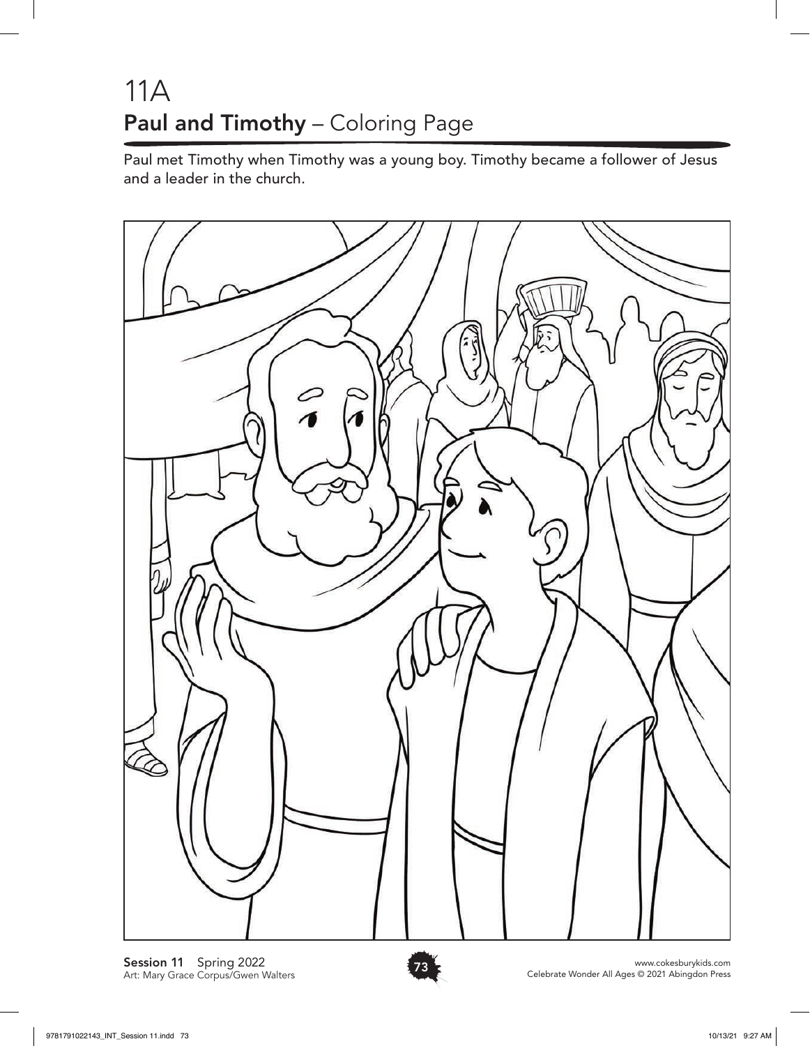# 11A

## **Paul and Timothy** – Coloring Page

Paul met Timothy when Timothy was a young boy. Timothy became a follower of Jesus and a leader in the church.

**Session 11** Spring 2022
Art: Mary Grace Corpus/Gwen Walters

www.cokesburykids.com
Celebrate Wonder All Ages © 2021 Abingdon Press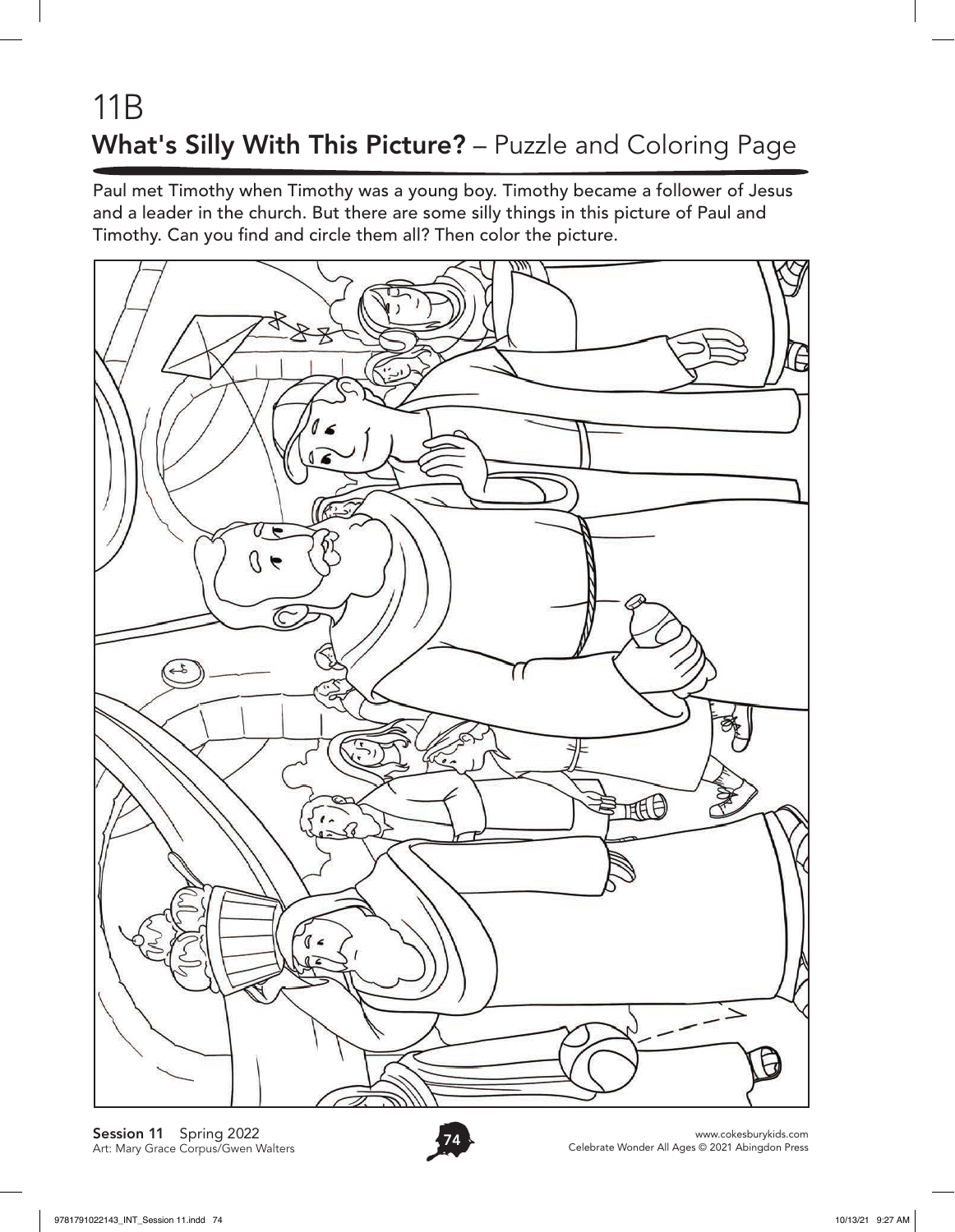# 11B

## **What's Silly With This Picture?** – Puzzle and Coloring Page

Paul met Timothy when Timothy was a young boy. Timothy became a follower of Jesus and a leader in the church. But there are some silly things in this picture of Paul and Timothy. Can you find and circle them all? Then color the picture.

**Session 11** Spring 2022
Art: Mary Grace Corpus/Gwen Walters

www.cokesburykids.com
Celebrate Wonder All Ages © 2021 Abingdon Press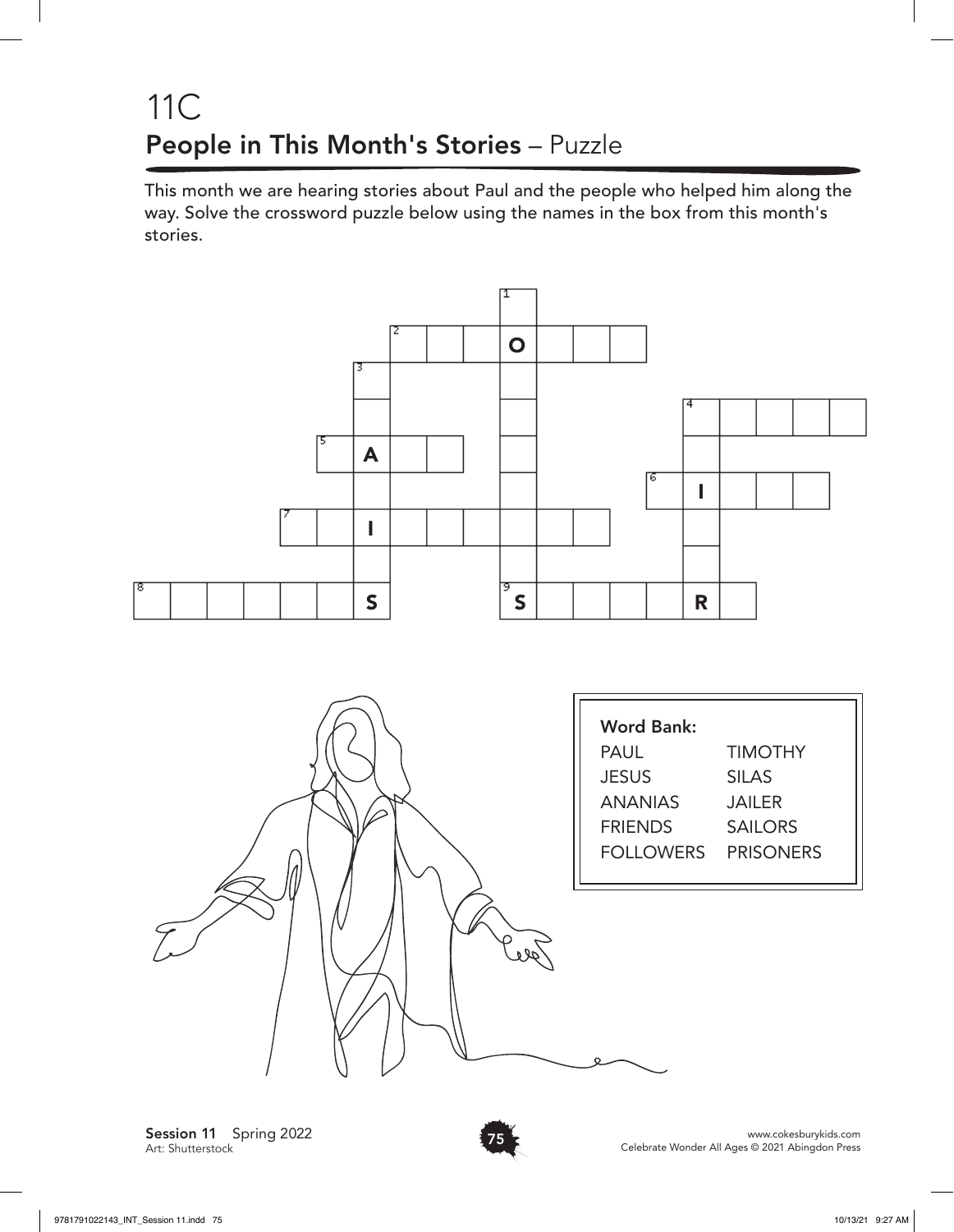# 11C

## People in This Month's Stories – Puzzle

This month we are hearing stories about Paul and the people who helped him along the way. Solve the crossword puzzle below using the names in the box from this month's stories.

**Word Bank:**

| | |
|---|---|
| PAUL | TIMOTHY |
| JESUS | SILAS |
| ANANIAS | JAILER |
| FRIENDS | SAILORS |
| FOLLOWERS | PRISONERS |

**Session 11** Spring 2022
Art: Shutterstock

www.cokesburykids.com
Celebrate Wonder All Ages © 2021 Abingdon Press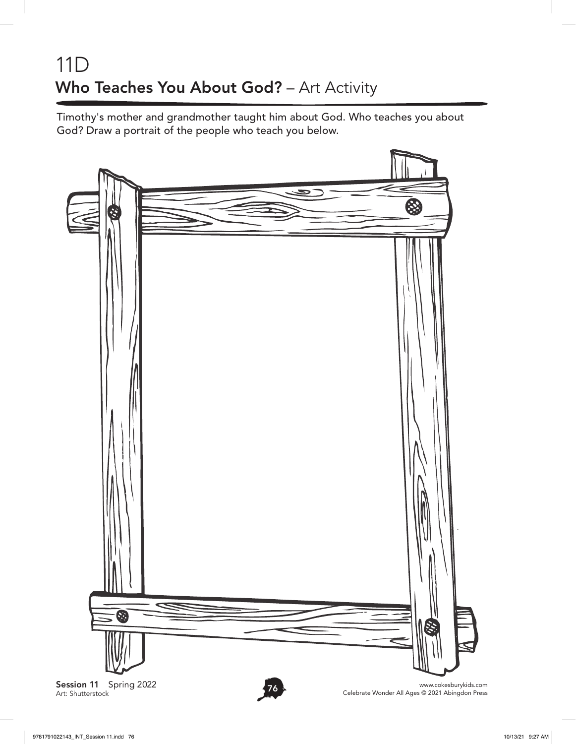# 11D

## **Who Teaches You About God?** – Art Activity

Timothy's mother and grandmother taught him about God. Who teaches you about God? Draw a portrait of the people who teach you below.

**Session 11** Spring 2022
Art: Shutterstock

www.cokesburykids.com
Celebrate Wonder All Ages © 2021 Abingdon Press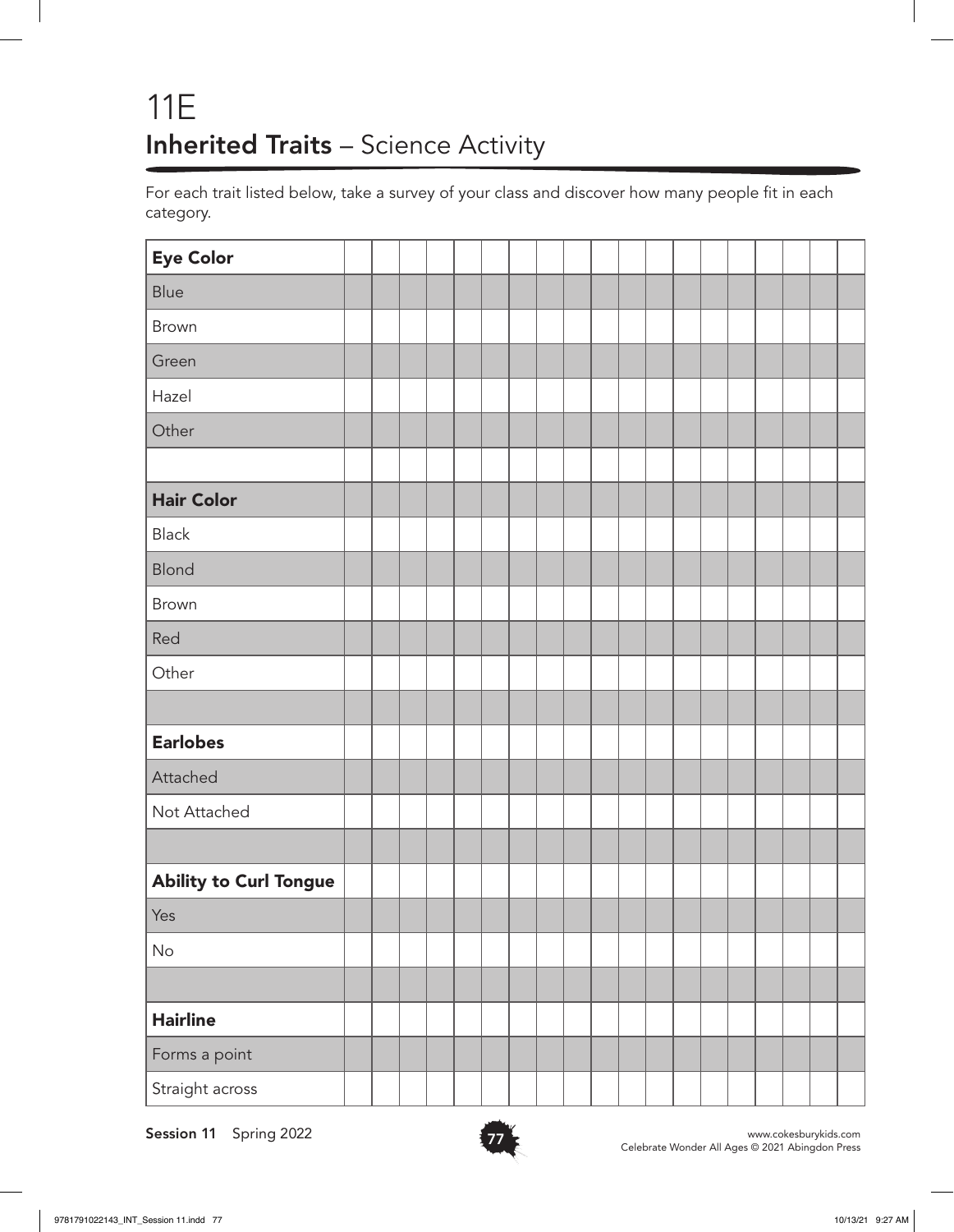# 11E
## **Inherited Traits** – Science Activity

For each trait listed below, take a survey of your class and discover how many people fit in each category.

| **Eye Color** | | | | | | | | | | | | | | | | | | | |
|---|---|---|---|---|---|---|---|---|---|---|---|---|---|---|---|---|---|---|---|
| Blue | | | | | | | | | | | | | | | | | | | |
| Brown | | | | | | | | | | | | | | | | | | | |
| Green | | | | | | | | | | | | | | | | | | | |
| Hazel | | | | | | | | | | | | | | | | | | | |
| Other | | | | | | | | | | | | | | | | | | | |
| | | | | | | | | | | | | | | | | | | | |
| **Hair Color** | | | | | | | | | | | | | | | | | | | |
| Black | | | | | | | | | | | | | | | | | | | |
| Blond | | | | | | | | | | | | | | | | | | | |
| Brown | | | | | | | | | | | | | | | | | | | |
| Red | | | | | | | | | | | | | | | | | | | |
| Other | | | | | | | | | | | | | | | | | | | |
| | | | | | | | | | | | | | | | | | | | |
| **Earlobes** | | | | | | | | | | | | | | | | | | | |
| Attached | | | | | | | | | | | | | | | | | | | |
| Not Attached | | | | | | | | | | | | | | | | | | | |
| | | | | | | | | | | | | | | | | | | | |
| **Ability to Curl Tongue** | | | | | | | | | | | | | | | | | | | |
| Yes | | | | | | | | | | | | | | | | | | | |
| No | | | | | | | | | | | | | | | | | | | |
| | | | | | | | | | | | | | | | | | | | |
| **Hairline** | | | | | | | | | | | | | | | | | | | |
| Forms a point | | | | | | | | | | | | | | | | | | | |
| Straight across | | | | | | | | | | | | | | | | | | | |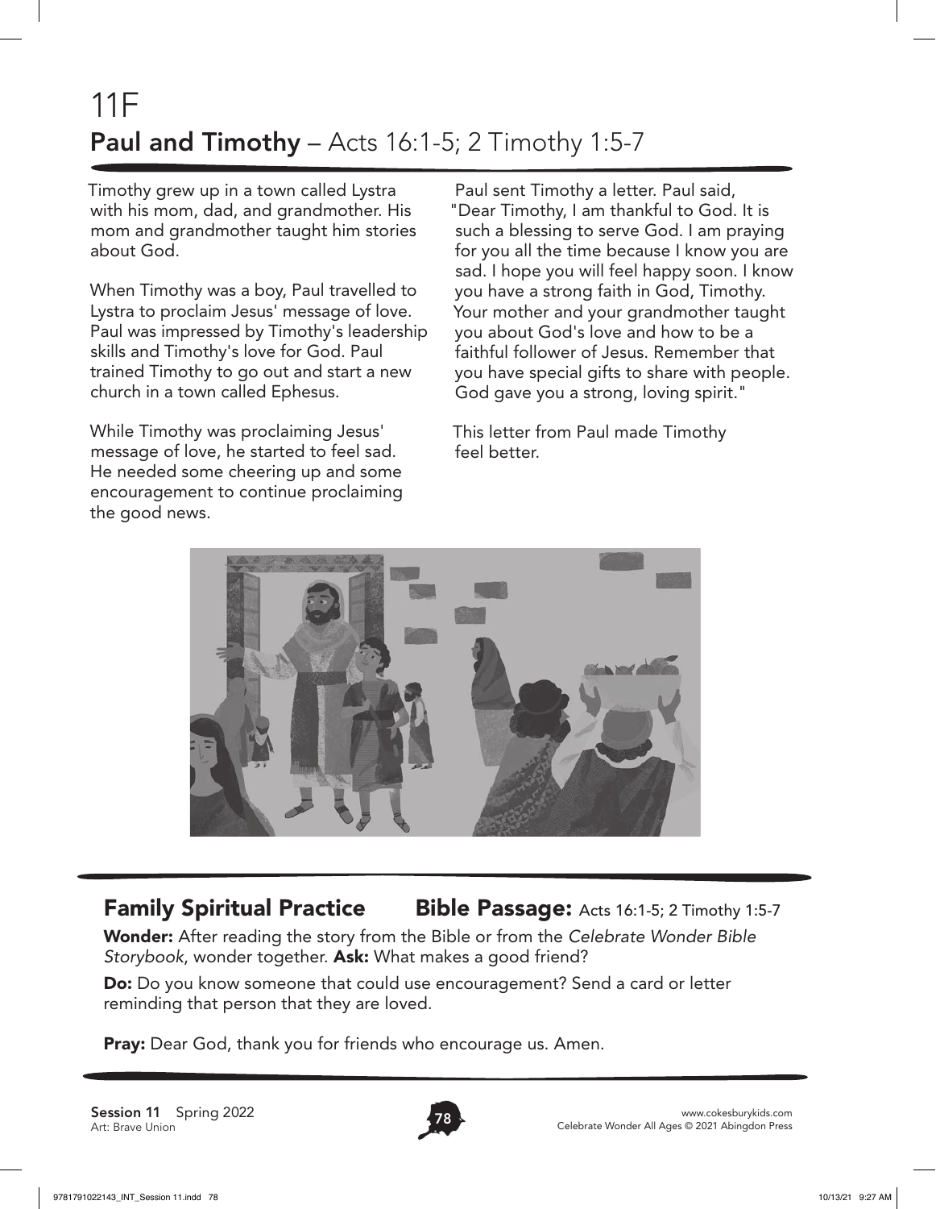# 11F

## **Paul and Timothy** – Acts 16:1-5; 2 Timothy 1:5-7

Timothy grew up in a town called Lystra with his mom, dad, and grandmother. His mom and grandmother taught him stories about God.

When Timothy was a boy, Paul travelled to Lystra to proclaim Jesus' message of love. Paul was impressed by Timothy's leadership skills and Timothy's love for God. Paul trained Timothy to go out and start a new church in a town called Ephesus.

While Timothy was proclaiming Jesus' message of love, he started to feel sad. He needed some cheering up and some encouragement to continue proclaiming the good news.

Paul sent Timothy a letter. Paul said, "Dear Timothy, I am thankful to God. It is such a blessing to serve God. I am praying for you all the time because I know you are sad. I hope you will feel happy soon. I know you have a strong faith in God, Timothy. Your mother and your grandmother taught you about God's love and how to be a faithful follower of Jesus. Remember that you have special gifts to share with people. God gave you a strong, loving spirit."

This letter from Paul made Timothy feel better.

---

## **Family Spiritual Practice** **Bible Passage:** Acts 16:1-5; 2 Timothy 1:5-7

**Wonder:** After reading the story from the Bible or from the *Celebrate Wonder Bible Storybook*, wonder together. **Ask:** What makes a good friend?

**Do:** Do you know someone that could use encouragement? Send a card or letter reminding that person that they are loved.

**Pray:** Dear God, thank you for friends who encourage us. Amen.

---

**Session 11** Spring 2022
Art: Brave Union

www.cokesburykids.com
Celebrate Wonder All Ages © 2021 Abingdon Press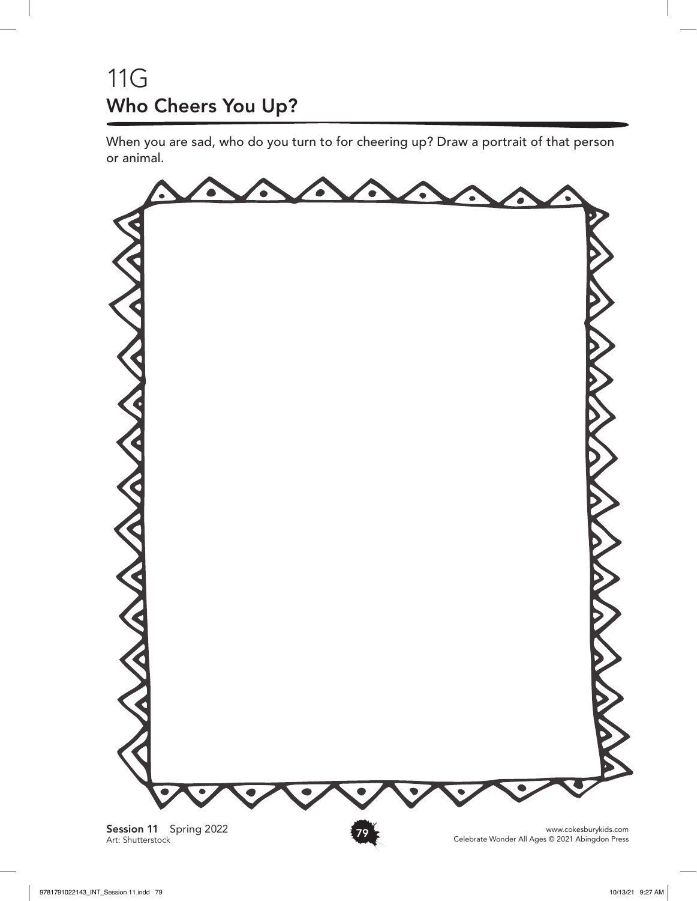# 11G
## Who Cheers You Up?

When you are sad, who do you turn to for cheering up? Draw a portrait of that person or animal.

**Session 11** Spring 2022
Art: Shutterstock

www.cokesburykids.com
Celebrate Wonder All Ages © 2021 Abingdon Press